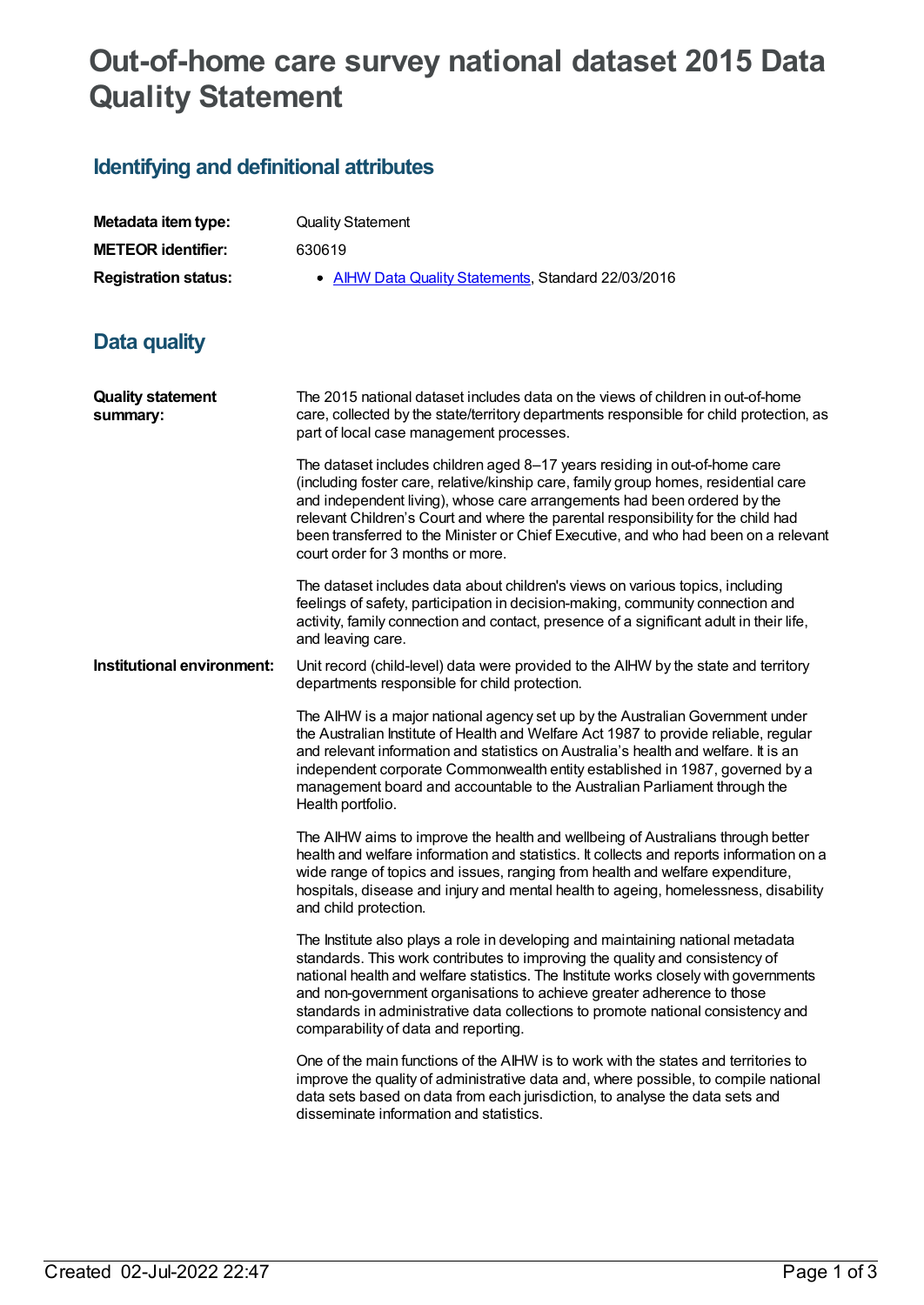# Out-of-home care survey national dataset 2015 Data Quality Statement

## Identifying and definitional attributes

| | |
|---|---|
| **Metadata item type:** | Quality Statement |
| **METEOR identifier:** | 630619 |
| **Registration status:** | • AIHW Data Quality Statements, Standard 22/03/2016 |

## Data quality

**Quality statement summary:**

The 2015 national dataset includes data on the views of children in out-of-home care, collected by the state/territory departments responsible for child protection, as part of local case management processes.

The dataset includes children aged 8–17 years residing in out-of-home care (including foster care, relative/kinship care, family group homes, residential care and independent living), whose care arrangements had been ordered by the relevant Children's Court and where the parental responsibility for the child had been transferred to the Minister or Chief Executive, and who had been on a relevant court order for 3 months or more.

The dataset includes data about children's views on various topics, including feelings of safety, participation in decision-making, community connection and activity, family connection and contact, presence of a significant adult in their life, and leaving care.

**Institutional environment:**

Unit record (child-level) data were provided to the AIHW by the state and territory departments responsible for child protection.

The AIHW is a major national agency set up by the Australian Government under the Australian Institute of Health and Welfare Act 1987 to provide reliable, regular and relevant information and statistics on Australia's health and welfare. It is an independent corporate Commonwealth entity established in 1987, governed by a management board and accountable to the Australian Parliament through the Health portfolio.

The AIHW aims to improve the health and wellbeing of Australians through better health and welfare information and statistics. It collects and reports information on a wide range of topics and issues, ranging from health and welfare expenditure, hospitals, disease and injury and mental health to ageing, homelessness, disability and child protection.

The Institute also plays a role in developing and maintaining national metadata standards. This work contributes to improving the quality and consistency of national health and welfare statistics. The Institute works closely with governments and non-government organisations to achieve greater adherence to those standards in administrative data collections to promote national consistency and comparability of data and reporting.

One of the main functions of the AIHW is to work with the states and territories to improve the quality of administrative data and, where possible, to compile national data sets based on data from each jurisdiction, to analyse the data sets and disseminate information and statistics.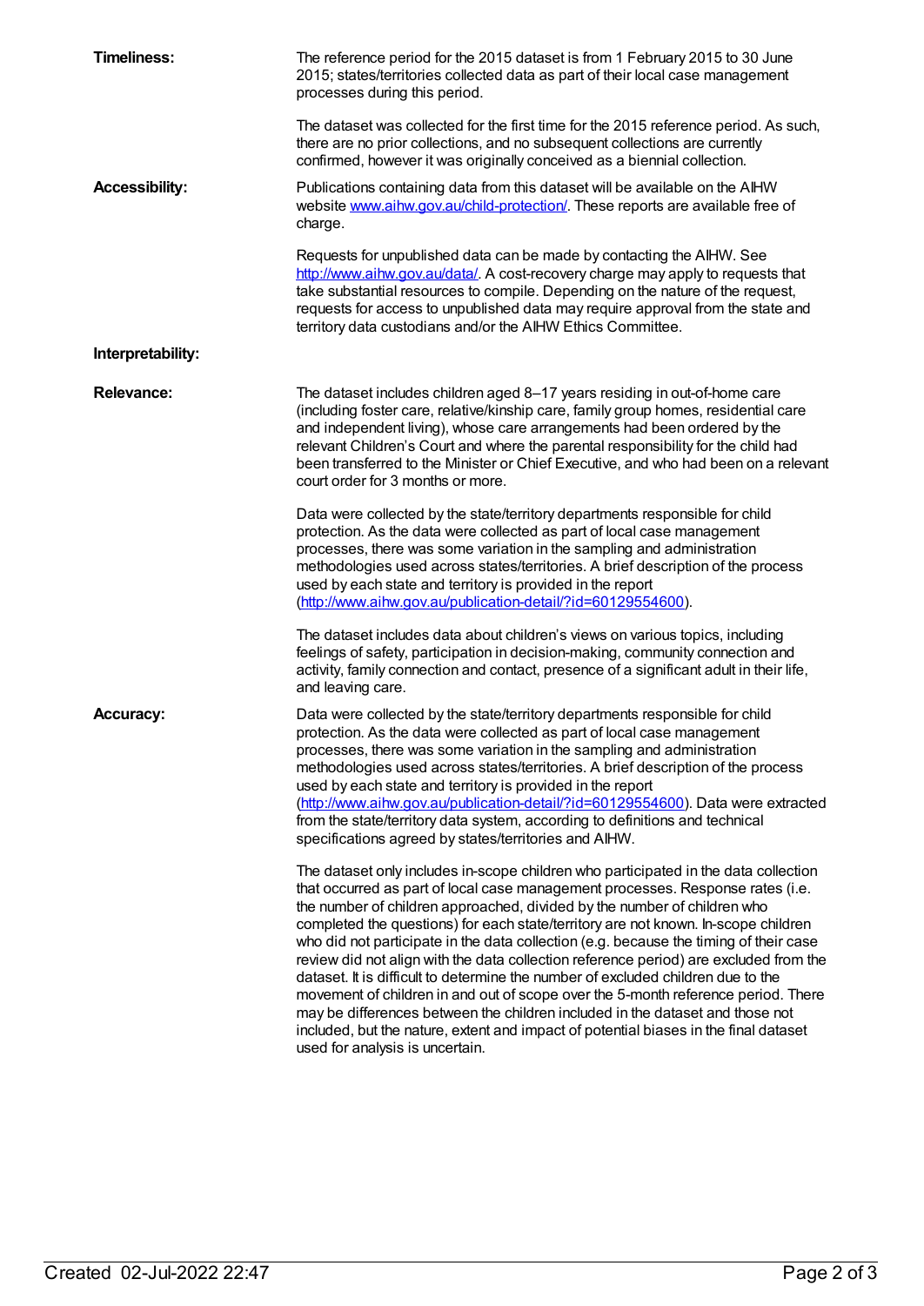**Timeliness:**

The reference period for the 2015 dataset is from 1 February 2015 to 30 June 2015; states/territories collected data as part of their local case management processes during this period.

The dataset was collected for the first time for the 2015 reference period. As such, there are no prior collections, and no subsequent collections are currently confirmed, however it was originally conceived as a biennial collection.

**Accessibility:**

Publications containing data from this dataset will be available on the AIHW website [www.aihw.gov.au/child-protection/](www.aihw.gov.au/child-protection/). These reports are available free of charge.

Requests for unpublished data can be made by contacting the AIHW. See [http://www.aihw.gov.au/data/](http://www.aihw.gov.au/data/). A cost-recovery charge may apply to requests that take substantial resources to compile. Depending on the nature of the request, requests for access to unpublished data may require approval from the state and territory data custodians and/or the AIHW Ethics Committee.

**Interpretability:**

**Relevance:**

The dataset includes children aged 8–17 years residing in out-of-home care (including foster care, relative/kinship care, family group homes, residential care and independent living), whose care arrangements had been ordered by the relevant Children's Court and where the parental responsibility for the child had been transferred to the Minister or Chief Executive, and who had been on a relevant court order for 3 months or more.

Data were collected by the state/territory departments responsible for child protection. As the data were collected as part of local case management processes, there was some variation in the sampling and administration methodologies used across states/territories. A brief description of the process used by each state and territory is provided in the report ([http://www.aihw.gov.au/publication-detail/?id=60129554600](http://www.aihw.gov.au/publication-detail/?id=60129554600)).

The dataset includes data about children's views on various topics, including feelings of safety, participation in decision-making, community connection and activity, family connection and contact, presence of a significant adult in their life, and leaving care.

**Accuracy:**

Data were collected by the state/territory departments responsible for child protection. As the data were collected as part of local case management processes, there was some variation in the sampling and administration methodologies used across states/territories. A brief description of the process used by each state and territory is provided in the report ([http://www.aihw.gov.au/publication-detail/?id=60129554600](http://www.aihw.gov.au/publication-detail/?id=60129554600)). Data were extracted from the state/territory data system, according to definitions and technical specifications agreed by states/territories and AIHW.

The dataset only includes in-scope children who participated in the data collection that occurred as part of local case management processes. Response rates (i.e. the number of children approached, divided by the number of children who completed the questions) for each state/territory are not known. In-scope children who did not participate in the data collection (e.g. because the timing of their case review did not align with the data collection reference period) are excluded from the dataset. It is difficult to determine the number of excluded children due to the movement of children in and out of scope over the 5-month reference period. There may be differences between the children included in the dataset and those not included, but the nature, extent and impact of potential biases in the final dataset used for analysis is uncertain.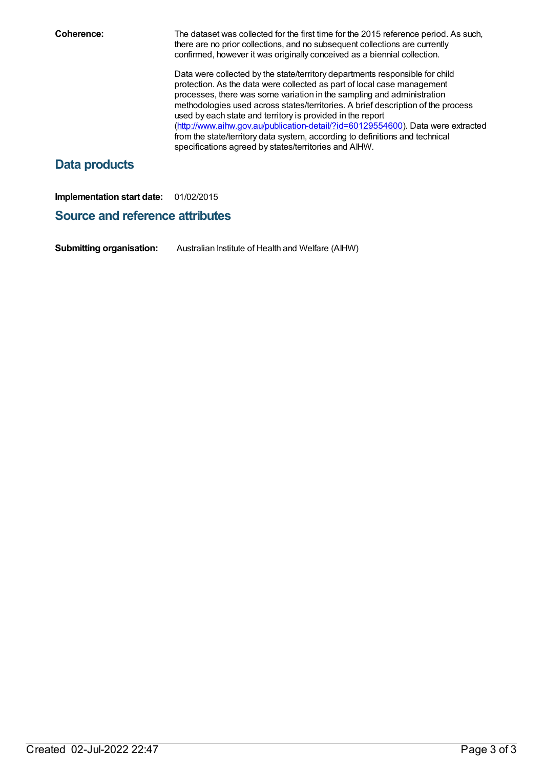**Coherence:** The dataset was collected for the first time for the 2015 reference period. As such, there are no prior collections, and no subsequent collections are currently confirmed, however it was originally conceived as a biennial collection.

Data were collected by the state/territory departments responsible for child protection. As the data were collected as part of local case management processes, there was some variation in the sampling and administration methodologies used across states/territories. A brief description of the process used by each state and territory is provided in the report (http://www.aihw.gov.au/publication-detail/?id=60129554600). Data were extracted from the state/territory data system, according to definitions and technical specifications agreed by states/territories and AIHW.

## Data products

**Implementation start date:** 01/02/2015

## Source and reference attributes

**Submitting organisation:** Australian Institute of Health and Welfare (AIHW)